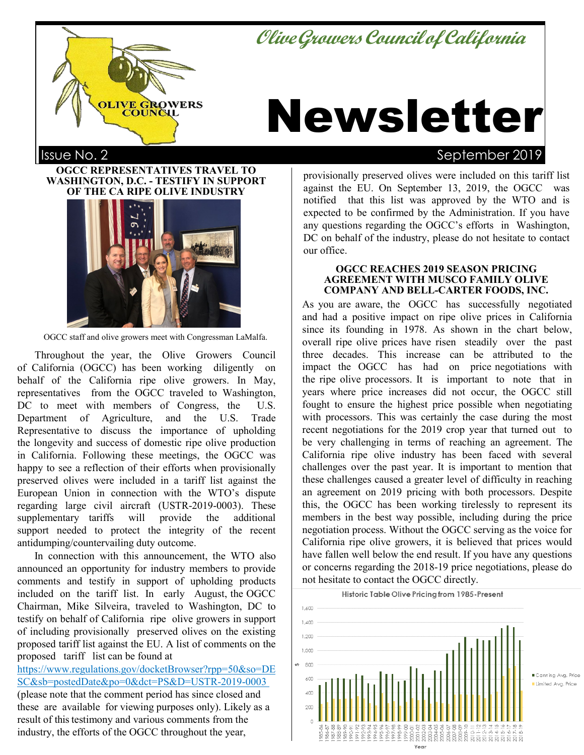# Olive Growers Council of California

# Newsletter

Issue No. 2 September 2019

## OGCC REPRESENTATIVES TRAVEL TO WASHINGTON, D.C. - TESTIFY IN SUPPORT OF THE CA RIPE OLIVE INDUSTRY

OGCC staff and olive growers meet with Congressman LaMalfa.

Throughout the year, the Olive Growers Council of California (OGCC) has been working diligently on behalf of the California ripe olive growers. In May, representatives from the OGCC traveled to Washington, DC to meet with members of Congress, the U.S. Department of Agriculture, and the U.S. Trade Representative to discuss the importance of upholding the longevity and success of domestic ripe olive production in California. Following these meetings, the OGCC was happy to see a reflection of their efforts when provisionally preserved olives were included in a tariff list against the European Union in connection with the WTO's dispute regarding large civil aircraft (USTR-2019-0003). These supplementary tariffs will provide the additional support needed to protect the integrity of the recent antidumping/countervailing duty outcome.

In connection with this announcement, the WTO also announced an opportunity for industry members to provide comments and testify in support of upholding products included on the tariff list. In early August, the OGCC Chairman, Mike Silveira, traveled to Washington, DC to testify on behalf of California ripe olive growers in support of including provisionally preserved olives on the existing proposed tariff list against the EU. A list of comments on the proposed tariff list can be found at https://www.regulations.gov/docketBrowser?rpp=50&so=DESC&sb=postedDate&po=0&dct=PS&D=USTR-2019-0003 (please note that the comment period has since closed and these are available for viewing purposes only). Likely as a result of this testimony and various comments from the industry, the efforts of the OGCC throughout the year, provisionally preserved olives were included on this tariff list against the EU. On September 13, 2019, the OGCC was notified that this list was approved by the WTO and is expected to be confirmed by the Administration. If you have any questions regarding the OGCC's efforts in Washington, DC on behalf of the industry, please do not hesitate to contact our office.

## OGCC REACHES 2019 SEASON PRICING AGREEMENT WITH MUSCO FAMILY OLIVE COMPANY AND BELL-CARTER FOODS, INC.

As you are aware, the OGCC has successfully negotiated and had a positive impact on ripe olive prices in California since its founding in 1978. As shown in the chart below, overall ripe olive prices have risen steadily over the past three decades. This increase can be attributed to the impact the OGCC has had on price negotiations with the ripe olive processors. It is important to note that in years where price increases did not occur, the OGCC still fought to ensure the highest price possible when negotiating with processors. This was certainly the case during the most recent negotiations for the 2019 crop year that turned out to be very challenging in terms of reaching an agreement. The California ripe olive industry has been faced with several challenges over the past year. It is important to mention that these challenges caused a greater level of difficulty in reaching an agreement on 2019 pricing with both processors. Despite this, the OGCC has been working tirelessly to represent its members in the best way possible, including during the price negotiation process. Without the OGCC serving as the voice for California ripe olive growers, it is believed that prices would have fallen well below the end result. If you have any questions or concerns regarding the 2018-19 price negotiations, please do not hesitate to contact the OGCC directly.

Historic Table Olive Pricing from 1985-Present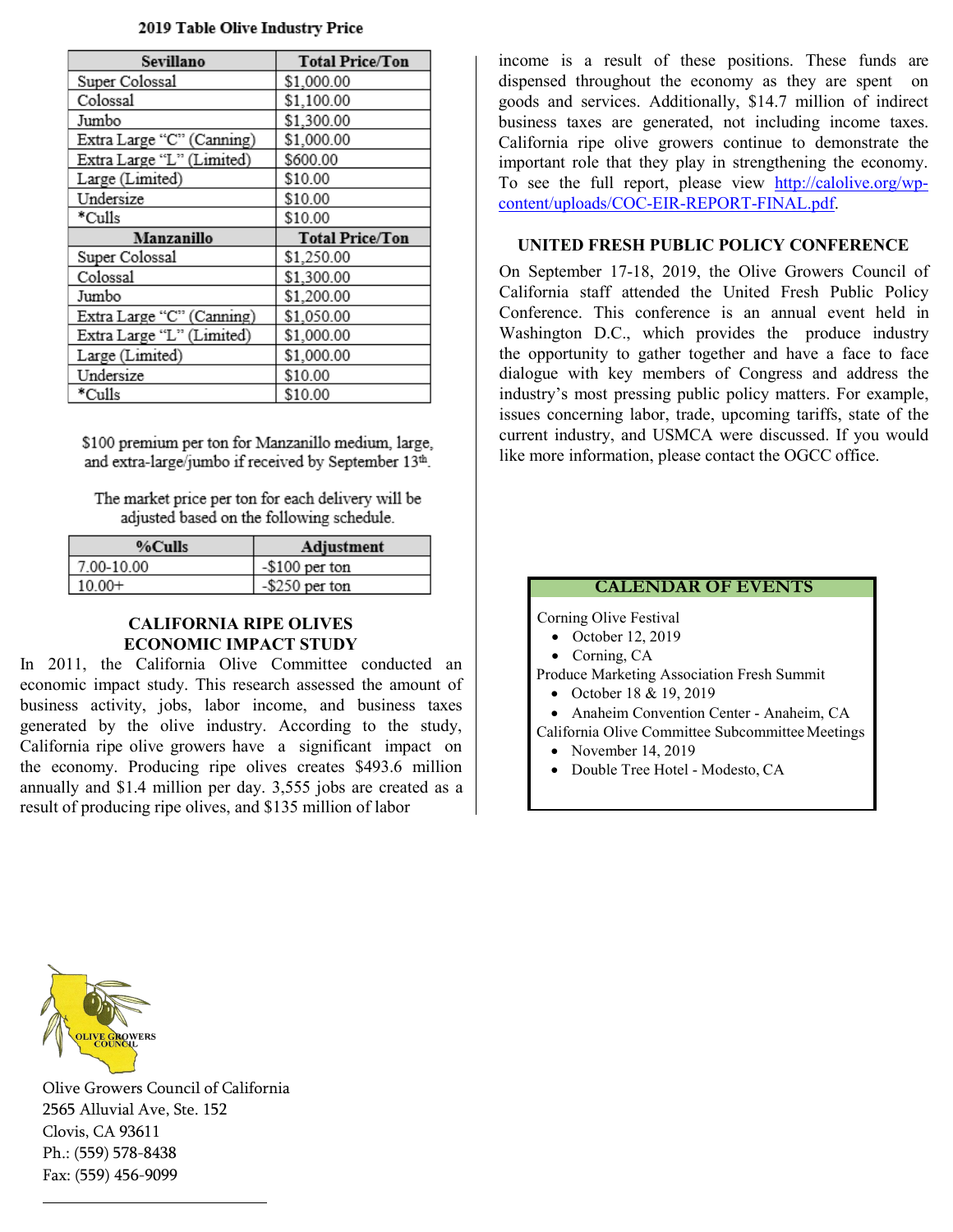### 2019 Table Olive Industry Price

| Sevillano | Total Price/Ton |
|---|---|
| Super Colossal | $1,000.00 |
| Colossal | $1,100.00 |
| Jumbo | $1,300.00 |
| Extra Large "C" (Canning) | $1,000.00 |
| Extra Large "L" (Limited) | $600.00 |
| Large (Limited) | $10.00 |
| Undersize | $10.00 |
| *Culls | $10.00 |
| **Manzanillo** | **Total Price/Ton** |
| Super Colossal | $1,250.00 |
| Colossal | $1,300.00 |
| Jumbo | $1,200.00 |
| Extra Large "C" (Canning) | $1,050.00 |
| Extra Large "L" (Limited) | $1,000.00 |
| Large (Limited) | $1,000.00 |
| Undersize | $10.00 |
| *Culls | $10.00 |

$100 premium per ton for Manzanillo medium, large, and extra-large/jumbo if received by September 13th.

The market price per ton for each delivery will be adjusted based on the following schedule.

| %Culls | Adjustment |
|---|---|
| 7.00-10.00 | -$100 per ton |
| 10.00+ | -$250 per ton |

## CALIFORNIA RIPE OLIVES ECONOMIC IMPACT STUDY

In 2011, the California Olive Committee conducted an economic impact study. This research assessed the amount of business activity, jobs, labor income, and business taxes generated by the olive industry. According to the study, California ripe olive growers have a significant impact on the economy. Producing ripe olives creates $493.6 million annually and $1.4 million per day. 3,555 jobs are created as a result of producing ripe olives, and $135 million of labor income is a result of these positions. These funds are dispensed throughout the economy as they are spent on goods and services. Additionally, $14.7 million of indirect business taxes are generated, not including income taxes. California ripe olive growers continue to demonstrate the important role that they play in strengthening the economy. To see the full report, please view http://calolive.org/wp-content/uploads/COC-EIR-REPORT-FINAL.pdf.

## UNITED FRESH PUBLIC POLICY CONFERENCE

On September 17-18, 2019, the Olive Growers Council of California staff attended the United Fresh Public Policy Conference. This conference is an annual event held in Washington D.C., which provides the produce industry the opportunity to gather together and have a face to face dialogue with key members of Congress and address the industry's most pressing public policy matters. For example, issues concerning labor, trade, upcoming tariffs, state of the current industry, and USMCA were discussed. If you would like more information, please contact the OGCC office.

## CALENDAR OF EVENTS

Corning Olive Festival

- October 12, 2019
- Corning, CA

Produce Marketing Association Fresh Summit

- October 18 & 19, 2019
- Anaheim Convention Center - Anaheim, CA

California Olive Committee Subcommittee Meetings

- November 14, 2019
- Double Tree Hotel - Modesto, CA

OLIVE GROWERS COUNCIL

Olive Growers Council of California
2565 Alluvial Ave, Ste. 152
Clovis, CA 93611
Ph.: (559) 578-8438
Fax: (559) 456-9099